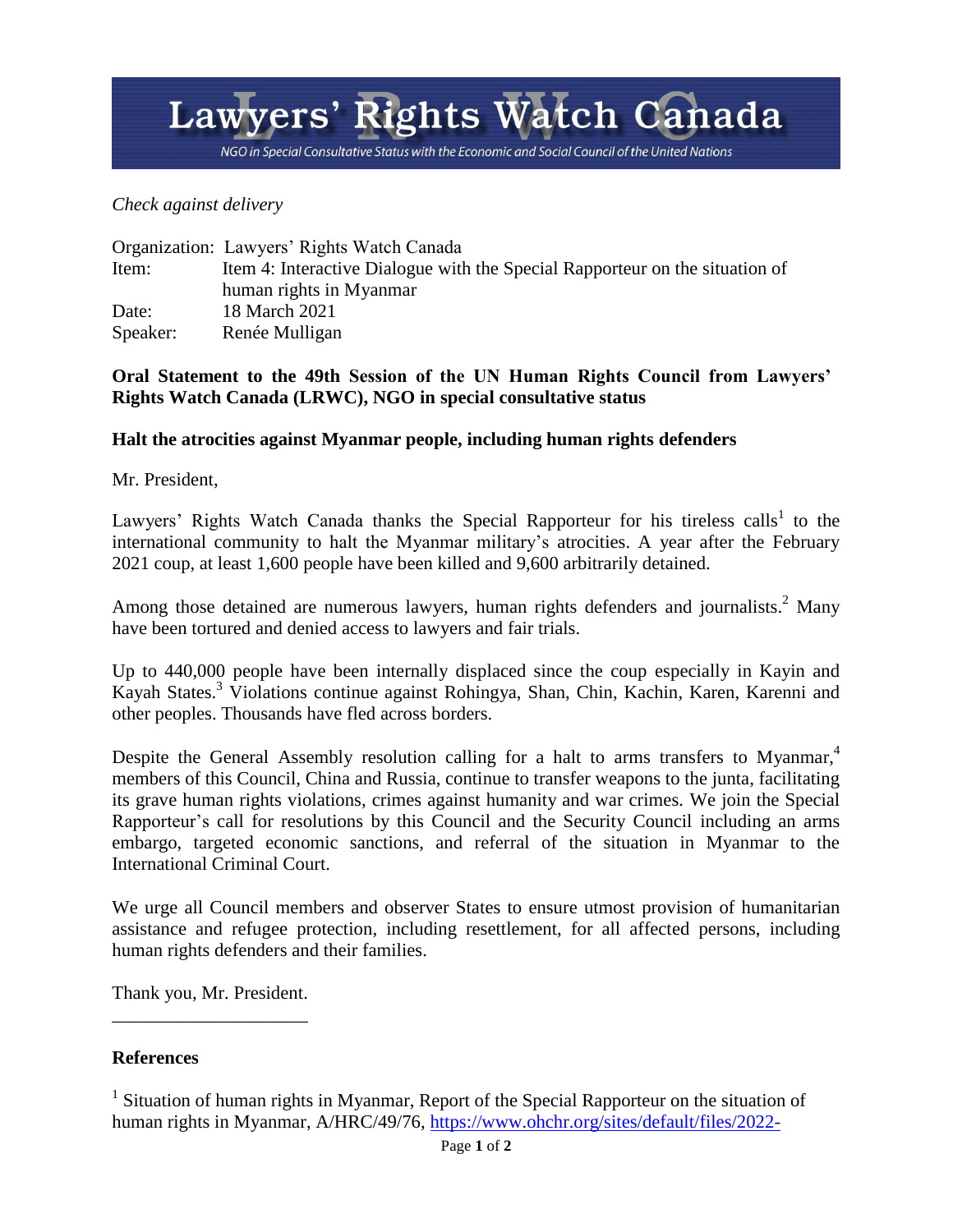# Lawyers' Rights Watch Canada

*NGO in Special Consultative Status with the Economic and Social Council of the United Nations*

*Check against delivery*

Organization: Lawyers' Rights Watch Canada
Item: Item 4: Interactive Dialogue with the Special Rapporteur on the situation of human rights in Myanmar
Date: 18 March 2021
Speaker: Renée Mulligan

**Oral Statement to the 49th Session of the UN Human Rights Council from Lawyers' Rights Watch Canada (LRWC), NGO in special consultative status**

**Halt the atrocities against Myanmar people, including human rights defenders**

Mr. President,

Lawyers' Rights Watch Canada thanks the Special Rapporteur for his tireless calls[1] to the international community to halt the Myanmar military's atrocities. A year after the February 2021 coup, at least 1,600 people have been killed and 9,600 arbitrarily detained.

Among those detained are numerous lawyers, human rights defenders and journalists.[2] Many have been tortured and denied access to lawyers and fair trials.

Up to 440,000 people have been internally displaced since the coup especially in Kayin and Kayah States.[3] Violations continue against Rohingya, Shan, Chin, Kachin, Karen, Karenni and other peoples. Thousands have fled across borders.

Despite the General Assembly resolution calling for a halt to arms transfers to Myanmar,[4] members of this Council, China and Russia, continue to transfer weapons to the junta, facilitating its grave human rights violations, crimes against humanity and war crimes. We join the Special Rapporteur's call for resolutions by this Council and the Security Council including an arms embargo, targeted economic sanctions, and referral of the situation in Myanmar to the International Criminal Court.

We urge all Council members and observer States to ensure utmost provision of humanitarian assistance and refugee protection, including resettlement, for all affected persons, including human rights defenders and their families.

Thank you, Mr. President.

---

**References**

[1] Situation of human rights in Myanmar, Report of the Special Rapporteur on the situation of human rights in Myanmar, A/HRC/49/76, https://www.ohchr.org/sites/default/files/2022-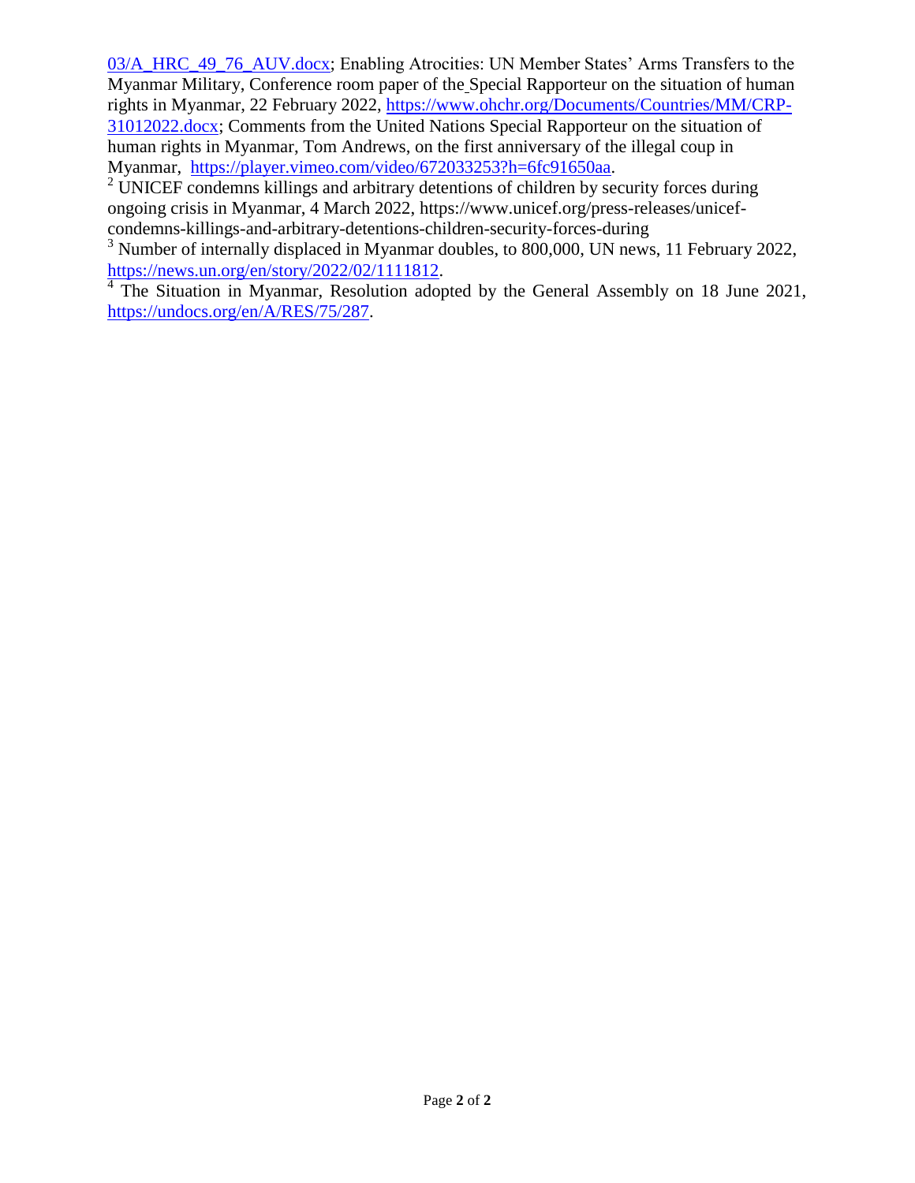03/A_HRC_49_76_AUV.docx; Enabling Atrocities: UN Member States' Arms Transfers to the Myanmar Military, Conference room paper of the Special Rapporteur on the situation of human rights in Myanmar, 22 February 2022, https://www.ohchr.org/Documents/Countries/MM/CRP-31012022.docx; Comments from the United Nations Special Rapporteur on the situation of human rights in Myanmar, Tom Andrews, on the first anniversary of the illegal coup in Myanmar, https://player.vimeo.com/video/672033253?h=6fc91650aa.

[2] UNICEF condemns killings and arbitrary detentions of children by security forces during ongoing crisis in Myanmar, 4 March 2022, https://www.unicef.org/press-releases/unicef-condemns-killings-and-arbitrary-detentions-children-security-forces-during

[3] Number of internally displaced in Myanmar doubles, to 800,000, UN news, 11 February 2022, https://news.un.org/en/story/2022/02/1111812.

[4] The Situation in Myanmar, Resolution adopted by the General Assembly on 18 June 2021, https://undocs.org/en/A/RES/75/287.